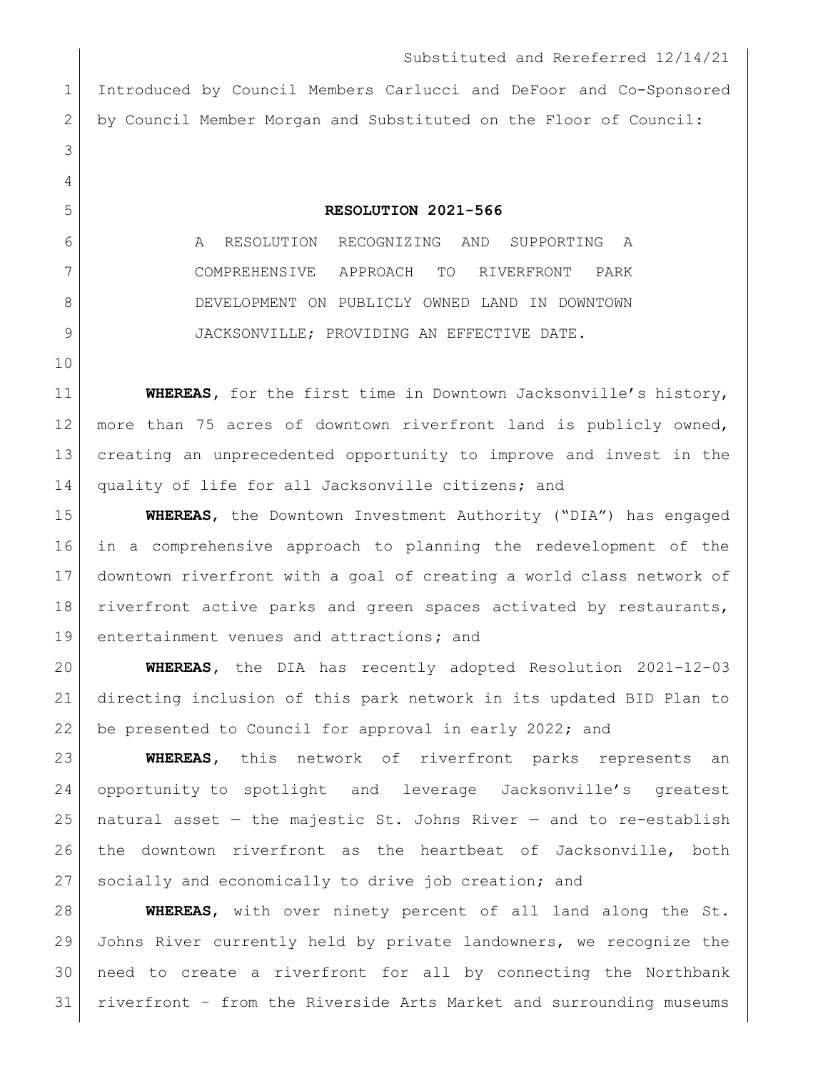Substituted and Rereferred 12/14/21

Introduced by Council Members Carlucci and DeFoor and Co-Sponsored by Council Member Morgan and Substituted on the Floor of Council:

**RESOLUTION 2021-566**

A RESOLUTION RECOGNIZING AND SUPPORTING A COMPREHENSIVE APPROACH TO RIVERFRONT PARK DEVELOPMENT ON PUBLICLY OWNED LAND IN DOWNTOWN JACKSONVILLE; PROVIDING AN EFFECTIVE DATE.

**WHEREAS**, for the first time in Downtown Jacksonville's history, more than 75 acres of downtown riverfront land is publicly owned, creating an unprecedented opportunity to improve and invest in the quality of life for all Jacksonville citizens; and

**WHEREAS**, the Downtown Investment Authority ("DIA") has engaged in a comprehensive approach to planning the redevelopment of the downtown riverfront with a goal of creating a world class network of riverfront active parks and green spaces activated by restaurants, entertainment venues and attractions; and

**WHEREAS**, the DIA has recently adopted Resolution 2021-12-03 directing inclusion of this park network in its updated BID Plan to be presented to Council for approval in early 2022; and

**WHEREAS**, this network of riverfront parks represents an opportunity to spotlight and leverage Jacksonville's greatest natural asset — the majestic St. Johns River — and to re-establish the downtown riverfront as the heartbeat of Jacksonville, both socially and economically to drive job creation; and

**WHEREAS**, with over ninety percent of all land along the St. Johns River currently held by private landowners, we recognize the need to create a riverfront for all by connecting the Northbank riverfront – from the Riverside Arts Market and surrounding museums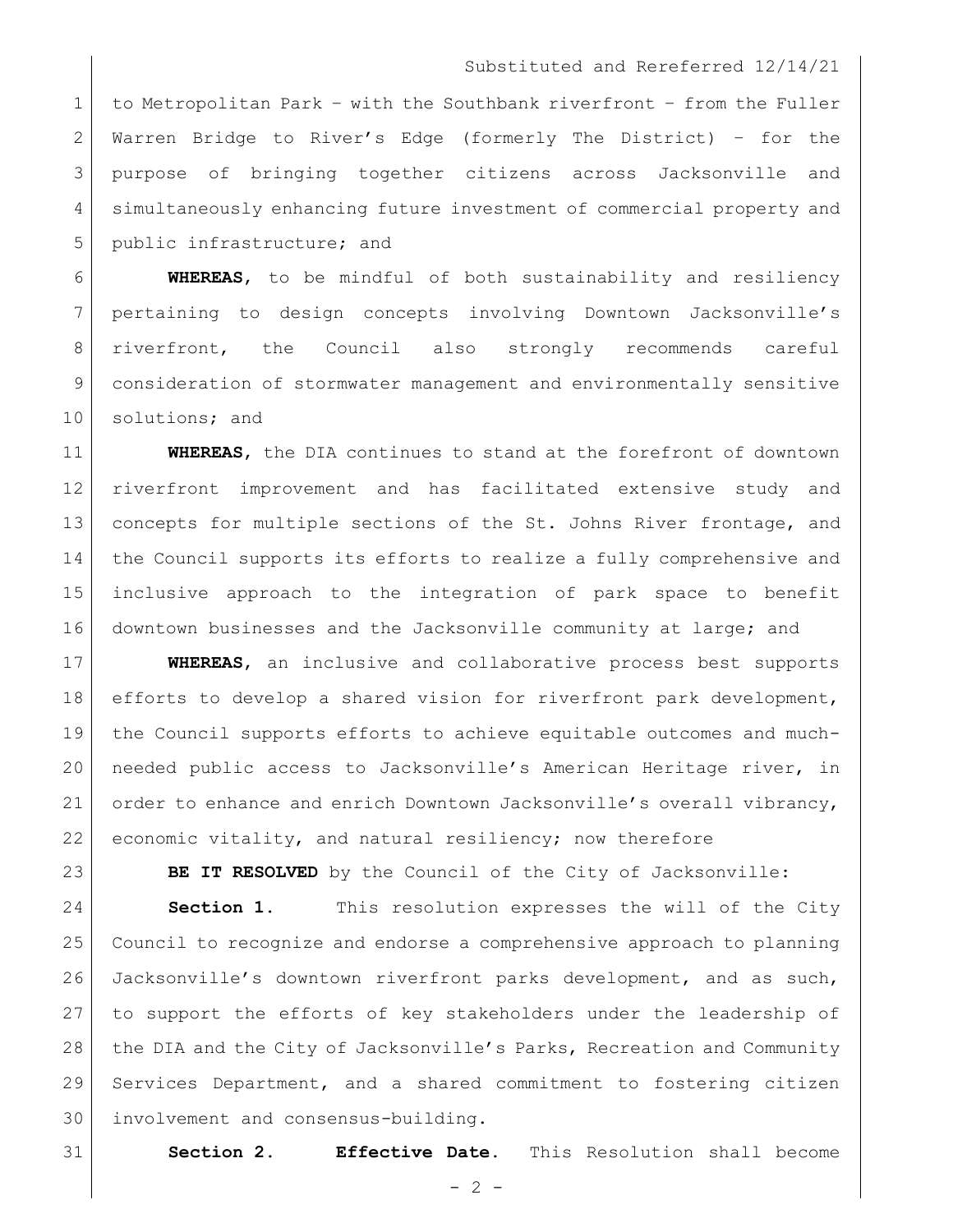to Metropolitan Park – with the Southbank riverfront – from the Fuller Warren Bridge to River's Edge (formerly The District) – for the purpose of bringing together citizens across Jacksonville and simultaneously enhancing future investment of commercial property and public infrastructure; and

**WHEREAS**, to be mindful of both sustainability and resiliency pertaining to design concepts involving Downtown Jacksonville's riverfront, the Council also strongly recommends careful consideration of stormwater management and environmentally sensitive solutions; and

**WHEREAS**, the DIA continues to stand at the forefront of downtown riverfront improvement and has facilitated extensive study and concepts for multiple sections of the St. Johns River frontage, and the Council supports its efforts to realize a fully comprehensive and inclusive approach to the integration of park space to benefit downtown businesses and the Jacksonville community at large; and

**WHEREAS**, an inclusive and collaborative process best supports efforts to develop a shared vision for riverfront park development, the Council supports efforts to achieve equitable outcomes and much-needed public access to Jacksonville's American Heritage river, in order to enhance and enrich Downtown Jacksonville's overall vibrancy, economic vitality, and natural resiliency; now therefore

**BE IT RESOLVED** by the Council of the City of Jacksonville:

**Section 1.** This resolution expresses the will of the City Council to recognize and endorse a comprehensive approach to planning Jacksonville's downtown riverfront parks development, and as such, to support the efforts of key stakeholders under the leadership of the DIA and the City of Jacksonville's Parks, Recreation and Community Services Department, and a shared commitment to fostering citizen involvement and consensus-building.

**Section 2. Effective Date.** This Resolution shall become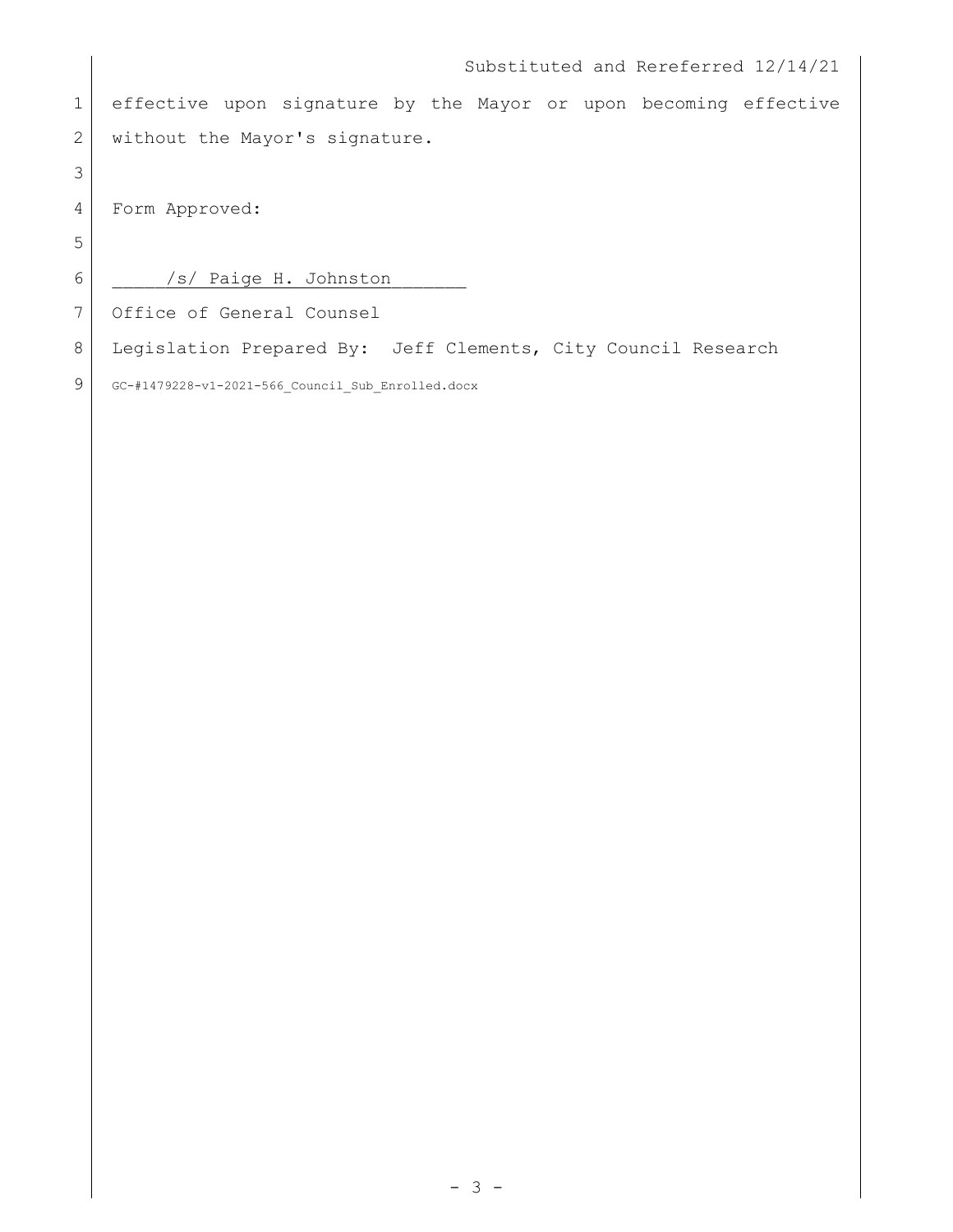effective upon signature by the Mayor or upon becoming effective without the Mayor's signature.

Form Approved:

_____/s/ Paige H. Johnston_______

Office of General Counsel

Legislation Prepared By: Jeff Clements, City Council Research

GC-#1479228-v1-2021-566_Council_Sub_Enrolled.docx